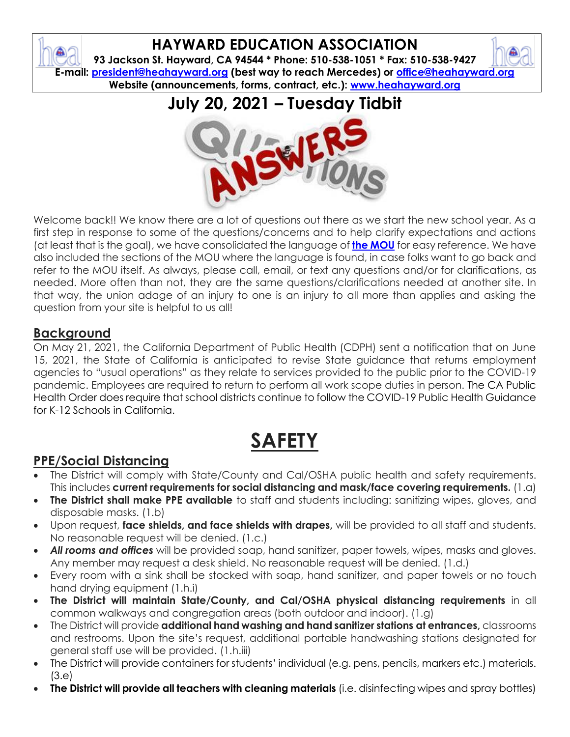# HAYWARD EDUCATION ASSOCIATION

**93 Jackson St. Hayward, CA 94544 * Phone: 510-538-1051 * Fax: 510-538-9427**
**E-mail: president@heahayward.org (best way to reach Mercedes) or office@heahayward.org**
**Website (announcements, forms, contract, etc.): www.heahayward.org**

# July 20, 2021 – Tuesday Tidbit

Welcome back!! We know there are a lot of questions out there as we start the new school year. As a first step in response to some of the questions/concerns and to help clarify expectations and actions (at least that is the goal), we have consolidated the language of **the MOU** for easy reference. We have also included the sections of the MOU where the language is found, in case folks want to go back and refer to the MOU itself. As always, please call, email, or text any questions and/or for clarifications, as needed. More often than not, they are the same questions/clarifications needed at another site. In that way, the union adage of an injury to one is an injury to all more than applies and asking the question from your site is helpful to us all!

## Background

On May 21, 2021, the California Department of Public Health (CDPH) sent a notification that on June 15, 2021, the State of California is anticipated to revise State guidance that returns employment agencies to "usual operations" as they relate to services provided to the public prior to the COVID-19 pandemic. Employees are required to return to perform all work scope duties in person. The CA Public Health Order does require that school districts continue to follow the COVID-19 Public Health Guidance for K-12 Schools in California.

# SAFETY

## PPE/Social Distancing

- The District will comply with State/County and Cal/OSHA public health and safety requirements. This includes **current requirements for social distancing and mask/face covering requirements.** (1.a)
- **The District shall make PPE available** to staff and students including: sanitizing wipes, gloves, and disposable masks. (1.b)
- Upon request, **face shields, and face shields with drapes,** will be provided to all staff and students. No reasonable request will be denied. (1.c.)
- ***All rooms and offices*** will be provided soap, hand sanitizer, paper towels, wipes, masks and gloves. Any member may request a desk shield. No reasonable request will be denied. (1.d.)
- Every room with a sink shall be stocked with soap, hand sanitizer, and paper towels or no touch hand drying equipment (1.h.i)
- **The District will maintain State/County, and Cal/OSHA physical distancing requirements** in all common walkways and congregation areas (both outdoor and indoor). (1.g)
- The District will provide **additional hand washing and hand sanitizer stations at entrances,** classrooms and restrooms. Upon the site's request, additional portable handwashing stations designated for general staff use will be provided. (1.h.iii)
- The District will provide containers for students' individual (e.g. pens, pencils, markers etc.) materials. (3.e)
- **The District will provide all teachers with cleaning materials** (i.e. disinfecting wipes and spray bottles)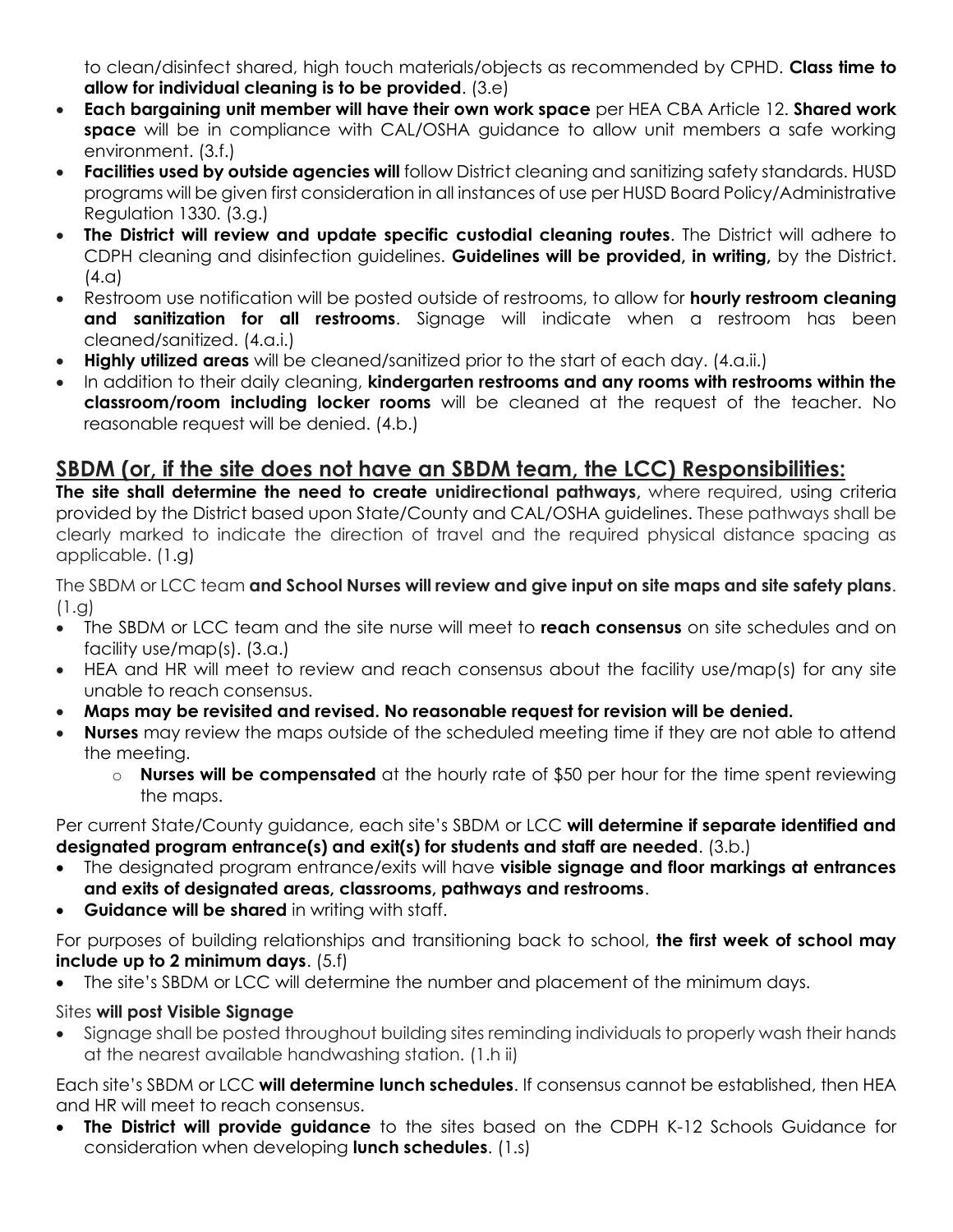to clean/disinfect shared, high touch materials/objects as recommended by CPHD. **Class time to allow for individual cleaning is to be provided**. (3.e)

- **Each bargaining unit member will have their own work space** per HEA CBA Article 12. **Shared work space** will be in compliance with CAL/OSHA guidance to allow unit members a safe working environment. (3.f.)
- **Facilities used by outside agencies will** follow District cleaning and sanitizing safety standards. HUSD programs will be given first consideration in all instances of use per HUSD Board Policy/Administrative Regulation 1330. (3.g.)
- **The District will review and update specific custodial cleaning routes**. The District will adhere to CDPH cleaning and disinfection guidelines. **Guidelines will be provided, in writing,** by the District. (4.a)
- Restroom use notification will be posted outside of restrooms, to allow for **hourly restroom cleaning and sanitization for all restrooms**. Signage will indicate when a restroom has been cleaned/sanitized. (4.a.i.)
- **Highly utilized areas** will be cleaned/sanitized prior to the start of each day. (4.a.ii.)
- In addition to their daily cleaning, **kindergarten restrooms and any rooms with restrooms within the classroom/room including locker rooms** will be cleaned at the request of the teacher. No reasonable request will be denied. (4.b.)

## SBDM (or, if the site does not have an SBDM team, the LCC) Responsibilities:

**The site shall determine the need to create unidirectional pathways,** where required, using criteria provided by the District based upon State/County and CAL/OSHA guidelines. These pathways shall be clearly marked to indicate the direction of travel and the required physical distance spacing as applicable. (1.g)

The SBDM or LCC team **and School Nurses will review and give input on site maps and site safety plans**. (1.g)

- The SBDM or LCC team and the site nurse will meet to **reach consensus** on site schedules and on facility use/map(s). (3.a.)
- HEA and HR will meet to review and reach consensus about the facility use/map(s) for any site unable to reach consensus.
- **Maps may be revisited and revised. No reasonable request for revision will be denied.**
- **Nurses** may review the maps outside of the scheduled meeting time if they are not able to attend the meeting.
  - **Nurses will be compensated** at the hourly rate of $50 per hour for the time spent reviewing the maps.

Per current State/County guidance, each site's SBDM or LCC **will determine if separate identified and designated program entrance(s) and exit(s) for students and staff are needed**. (3.b.)

- The designated program entrance/exits will have **visible signage and floor markings at entrances and exits of designated areas, classrooms, pathways and restrooms**.
- **Guidance will be shared** in writing with staff.

For purposes of building relationships and transitioning back to school, **the first week of school may include up to 2 minimum days**. (5.f)

- The site's SBDM or LCC will determine the number and placement of the minimum days.

Sites **will post Visible Signage**

- Signage shall be posted throughout building sites reminding individuals to properly wash their hands at the nearest available handwashing station. (1.h ii)

Each site's SBDM or LCC **will determine lunch schedules**. If consensus cannot be established, then HEA and HR will meet to reach consensus.

- **The District will provide guidance** to the sites based on the CDPH K-12 Schools Guidance for consideration when developing **lunch schedules**. (1.s)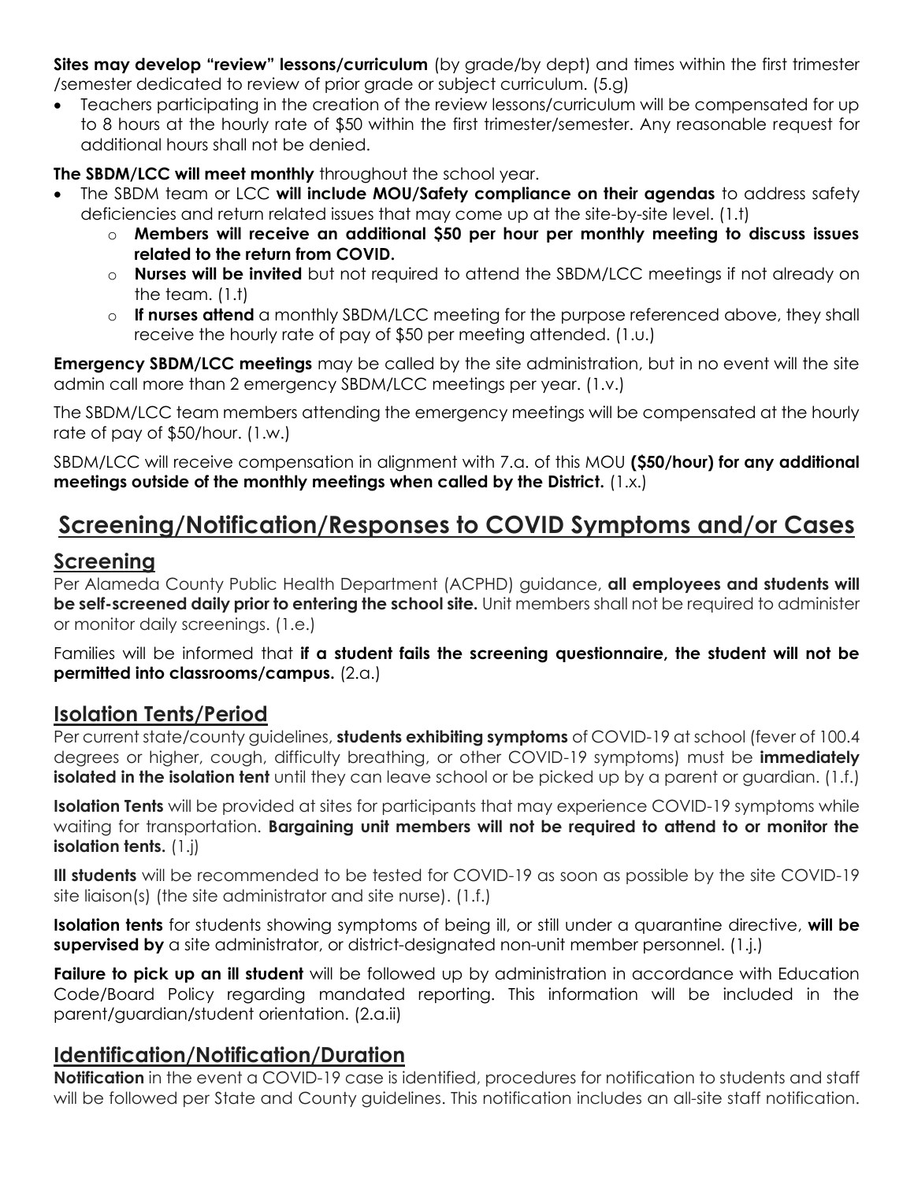**Sites may develop "review" lessons/curriculum** (by grade/by dept) and times within the first trimester /semester dedicated to review of prior grade or subject curriculum. (5.g)

- Teachers participating in the creation of the review lessons/curriculum will be compensated for up to 8 hours at the hourly rate of $50 within the first trimester/semester. Any reasonable request for additional hours shall not be denied.

**The SBDM/LCC will meet monthly** throughout the school year.

- The SBDM team or LCC **will include MOU/Safety compliance on their agendas** to address safety deficiencies and return related issues that may come up at the site-by-site level. (1.t)
  - **Members will receive an additional $50 per hour per monthly meeting to discuss issues related to the return from COVID.**
  - **Nurses will be invited** but not required to attend the SBDM/LCC meetings if not already on the team. (1.t)
  - **If nurses attend** a monthly SBDM/LCC meeting for the purpose referenced above, they shall receive the hourly rate of pay of $50 per meeting attended. (1.u.)

**Emergency SBDM/LCC meetings** may be called by the site administration, but in no event will the site admin call more than 2 emergency SBDM/LCC meetings per year. (1.v.)

The SBDM/LCC team members attending the emergency meetings will be compensated at the hourly rate of pay of $50/hour. (1.w.)

SBDM/LCC will receive compensation in alignment with 7.a. of this MOU **($50/hour) for any additional meetings outside of the monthly meetings when called by the District.** (1.x.)

# Screening/Notification/Responses to COVID Symptoms and/or Cases

## Screening

Per Alameda County Public Health Department (ACPHD) guidance, **all employees and students will be self-screened daily prior to entering the school site.** Unit members shall not be required to administer or monitor daily screenings. (1.e.)

Families will be informed that **if a student fails the screening questionnaire, the student will not be permitted into classrooms/campus.** (2.a.)

## Isolation Tents/Period

Per current state/county guidelines, **students exhibiting symptoms** of COVID-19 at school (fever of 100.4 degrees or higher, cough, difficulty breathing, or other COVID-19 symptoms) must be **immediately isolated in the isolation tent** until they can leave school or be picked up by a parent or guardian. (1.f.)

**Isolation Tents** will be provided at sites for participants that may experience COVID-19 symptoms while waiting for transportation. **Bargaining unit members will not be required to attend to or monitor the isolation tents.** (1.j)

**Ill students** will be recommended to be tested for COVID-19 as soon as possible by the site COVID-19 site liaison(s) (the site administrator and site nurse). (1.f.)

**Isolation tents** for students showing symptoms of being ill, or still under a quarantine directive, **will be supervised by** a site administrator, or district-designated non-unit member personnel. (1.j.)

**Failure to pick up an ill student** will be followed up by administration in accordance with Education Code/Board Policy regarding mandated reporting. This information will be included in the parent/guardian/student orientation. (2.a.ii)

## Identification/Notification/Duration

**Notification** in the event a COVID-19 case is identified, procedures for notification to students and staff will be followed per State and County guidelines. This notification includes an all-site staff notification.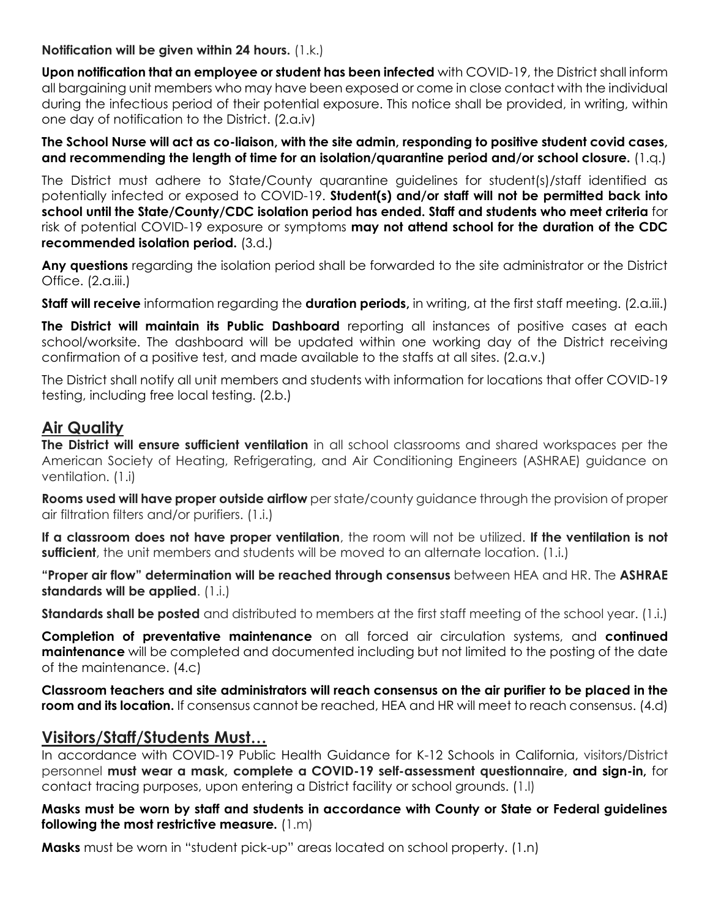**Notification will be given within 24 hours.** (1.k.)

**Upon notification that an employee or student has been infected** with COVID-19, the District shall inform all bargaining unit members who may have been exposed or come in close contact with the individual during the infectious period of their potential exposure. This notice shall be provided, in writing, within one day of notification to the District. (2.a.iv)

**The School Nurse will act as co-liaison, with the site admin, responding to positive student covid cases, and recommending the length of time for an isolation/quarantine period and/or school closure.** (1.q.)

The District must adhere to State/County quarantine guidelines for student(s)/staff identified as potentially infected or exposed to COVID-19. **Student(s) and/or staff will not be permitted back into school until the State/County/CDC isolation period has ended. Staff and students who meet criteria** for risk of potential COVID-19 exposure or symptoms **may not attend school for the duration of the CDC recommended isolation period.** (3.d.)

**Any questions** regarding the isolation period shall be forwarded to the site administrator or the District Office. (2.a.iii.)

**Staff will receive** information regarding the **duration periods,** in writing, at the first staff meeting. (2.a.iii.)

**The District will maintain its Public Dashboard** reporting all instances of positive cases at each school/worksite. The dashboard will be updated within one working day of the District receiving confirmation of a positive test, and made available to the staffs at all sites. (2.a.v.)

The District shall notify all unit members and students with information for locations that offer COVID-19 testing, including free local testing. (2.b.)

## Air Quality

**The District will ensure sufficient ventilation** in all school classrooms and shared workspaces per the American Society of Heating, Refrigerating, and Air Conditioning Engineers (ASHRAE) guidance on ventilation. (1.i)

**Rooms used will have proper outside airflow** per state/county guidance through the provision of proper air filtration filters and/or purifiers. (1.i.)

**If a classroom does not have proper ventilation**, the room will not be utilized. **If the ventilation is not sufficient**, the unit members and students will be moved to an alternate location. (1.i.)

**"Proper air flow" determination will be reached through consensus** between HEA and HR. The **ASHRAE standards will be applied**. (1.i.)

**Standards shall be posted** and distributed to members at the first staff meeting of the school year. (1.i.)

**Completion of preventative maintenance** on all forced air circulation systems, and **continued maintenance** will be completed and documented including but not limited to the posting of the date of the maintenance. (4.c)

**Classroom teachers and site administrators will reach consensus on the air purifier to be placed in the room and its location.** If consensus cannot be reached, HEA and HR will meet to reach consensus. (4.d)

## Visitors/Staff/Students Must…

In accordance with COVID-19 Public Health Guidance for K-12 Schools in California, visitors/District personnel **must wear a mask, complete a COVID-19 self-assessment questionnaire, and sign-in,** for contact tracing purposes, upon entering a District facility or school grounds. (1.l)

**Masks must be worn by staff and students in accordance with County or State or Federal guidelines following the most restrictive measure.** (1.m)

**Masks** must be worn in "student pick-up" areas located on school property. (1.n)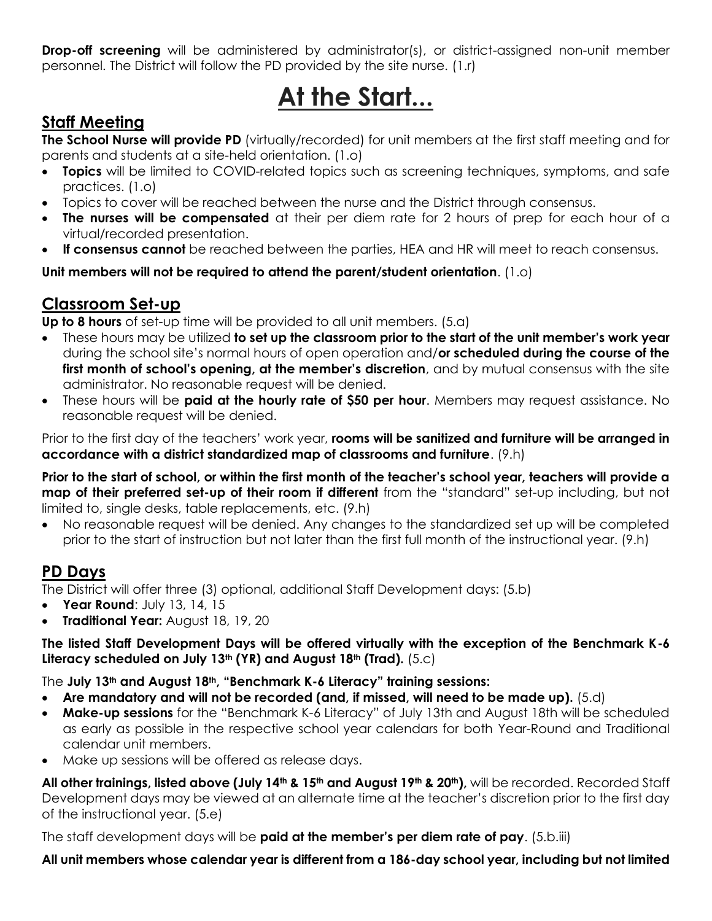**Drop-off screening** will be administered by administrator(s), or district-assigned non-unit member personnel. The District will follow the PD provided by the site nurse. (1.r)

# At the Start...

## Staff Meeting

**The School Nurse will provide PD** (virtually/recorded) for unit members at the first staff meeting and for parents and students at a site-held orientation. (1.o)

- **Topics** will be limited to COVID-related topics such as screening techniques, symptoms, and safe practices. (1.o)
- Topics to cover will be reached between the nurse and the District through consensus.
- **The nurses will be compensated** at their per diem rate for 2 hours of prep for each hour of a virtual/recorded presentation.
- **If consensus cannot** be reached between the parties, HEA and HR will meet to reach consensus.

**Unit members will not be required to attend the parent/student orientation**. (1.o)

## Classroom Set-up

**Up to 8 hours** of set-up time will be provided to all unit members. (5.a)

- These hours may be utilized **to set up the classroom prior to the start of the unit member's work year** during the school site's normal hours of open operation and/**or scheduled during the course of the first month of school's opening, at the member's discretion**, and by mutual consensus with the site administrator. No reasonable request will be denied.
- These hours will be **paid at the hourly rate of $50 per hour**. Members may request assistance. No reasonable request will be denied.

Prior to the first day of the teachers' work year, **rooms will be sanitized and furniture will be arranged in accordance with a district standardized map of classrooms and furniture**. (9.h)

**Prior to the start of school, or within the first month of the teacher's school year, teachers will provide a map of their preferred set-up of their room if different** from the "standard" set-up including, but not limited to, single desks, table replacements, etc. (9.h)

- No reasonable request will be denied. Any changes to the standardized set up will be completed prior to the start of instruction but not later than the first full month of the instructional year. (9.h)

## PD Days

The District will offer three (3) optional, additional Staff Development days: (5.b)

- **Year Round**: July 13, 14, 15
- **Traditional Year:** August 18, 19, 20

**The listed Staff Development Days will be offered virtually with the exception of the Benchmark K-6 Literacy scheduled on July 13th (YR) and August 18th (Trad).** (5.c)

The **July 13th and August 18th, "Benchmark K-6 Literacy" training sessions:**

- **Are mandatory and will not be recorded (and, if missed, will need to be made up).** (5.d)
- **Make-up sessions** for the "Benchmark K-6 Literacy" of July 13th and August 18th will be scheduled as early as possible in the respective school year calendars for both Year-Round and Traditional calendar unit members.
- Make up sessions will be offered as release days.

**All other trainings, listed above (July 14th & 15th and August 19th & 20th),** will be recorded. Recorded Staff Development days may be viewed at an alternate time at the teacher's discretion prior to the first day of the instructional year. (5.e)

The staff development days will be **paid at the member's per diem rate of pay**. (5.b.iii)

**All unit members whose calendar year is different from a 186-day school year, including but not limited**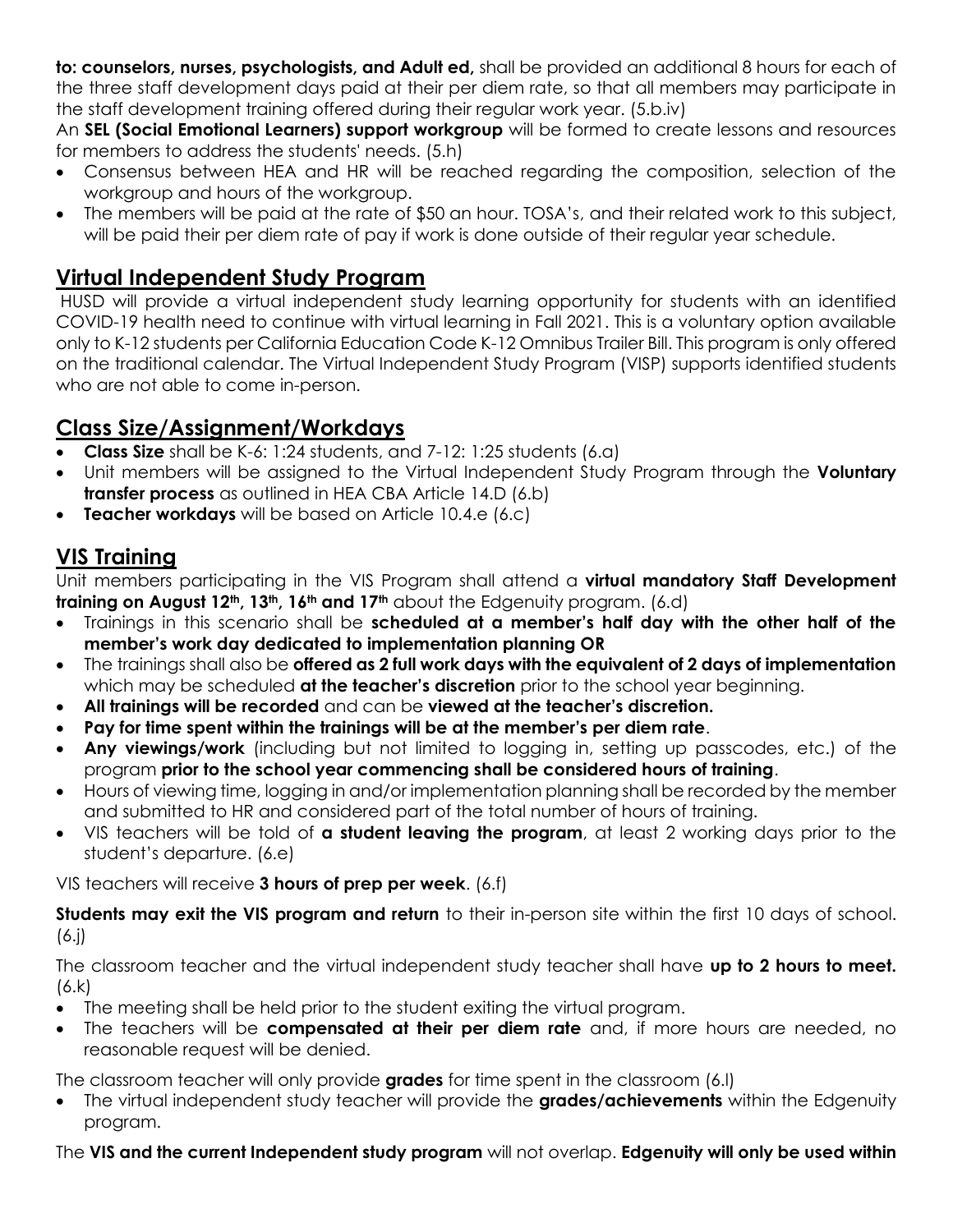**to: counselors, nurses, psychologists, and Adult ed,** shall be provided an additional 8 hours for each of the three staff development days paid at their per diem rate, so that all members may participate in the staff development training offered during their regular work year. (5.b.iv)

An **SEL (Social Emotional Learners) support workgroup** will be formed to create lessons and resources for members to address the students' needs. (5.h)

- Consensus between HEA and HR will be reached regarding the composition, selection of the workgroup and hours of the workgroup.
- The members will be paid at the rate of $50 an hour. TOSA's, and their related work to this subject, will be paid their per diem rate of pay if work is done outside of their regular year schedule.

## Virtual Independent Study Program

HUSD will provide a virtual independent study learning opportunity for students with an identified COVID-19 health need to continue with virtual learning in Fall 2021. This is a voluntary option available only to K-12 students per California Education Code K-12 Omnibus Trailer Bill. This program is only offered on the traditional calendar. The Virtual Independent Study Program (VISP) supports identified students who are not able to come in-person.

## Class Size/Assignment/Workdays

- **Class Size** shall be K-6: 1:24 students, and 7-12: 1:25 students (6.a)
- Unit members will be assigned to the Virtual Independent Study Program through the **Voluntary transfer process** as outlined in HEA CBA Article 14.D (6.b)
- **Teacher workdays** will be based on Article 10.4.e (6.c)

## VIS Training

Unit members participating in the VIS Program shall attend a **virtual mandatory Staff Development training on August 12th, 13th, 16th and 17th** about the Edgenuity program. (6.d)

- Trainings in this scenario shall be **scheduled at a member's half day with the other half of the member's work day dedicated to implementation planning OR**
- The trainings shall also be **offered as 2 full work days with the equivalent of 2 days of implementation** which may be scheduled **at the teacher's discretion** prior to the school year beginning.
- **All trainings will be recorded** and can be **viewed at the teacher's discretion.**
- **Pay for time spent within the trainings will be at the member's per diem rate**.
- **Any viewings/work** (including but not limited to logging in, setting up passcodes, etc.) of the program **prior to the school year commencing shall be considered hours of training**.
- Hours of viewing time, logging in and/or implementation planning shall be recorded by the member and submitted to HR and considered part of the total number of hours of training.
- VIS teachers will be told of **a student leaving the program**, at least 2 working days prior to the student's departure. (6.e)

VIS teachers will receive **3 hours of prep per week**. (6.f)

**Students may exit the VIS program and return** to their in-person site within the first 10 days of school. (6.j)

The classroom teacher and the virtual independent study teacher shall have **up to 2 hours to meet.** (6.k)

- The meeting shall be held prior to the student exiting the virtual program.
- The teachers will be **compensated at their per diem rate** and, if more hours are needed, no reasonable request will be denied.

The classroom teacher will only provide **grades** for time spent in the classroom (6.l)

- The virtual independent study teacher will provide the **grades/achievements** within the Edgenuity program.

The **VIS and the current Independent study program** will not overlap. **Edgenuity will only be used within**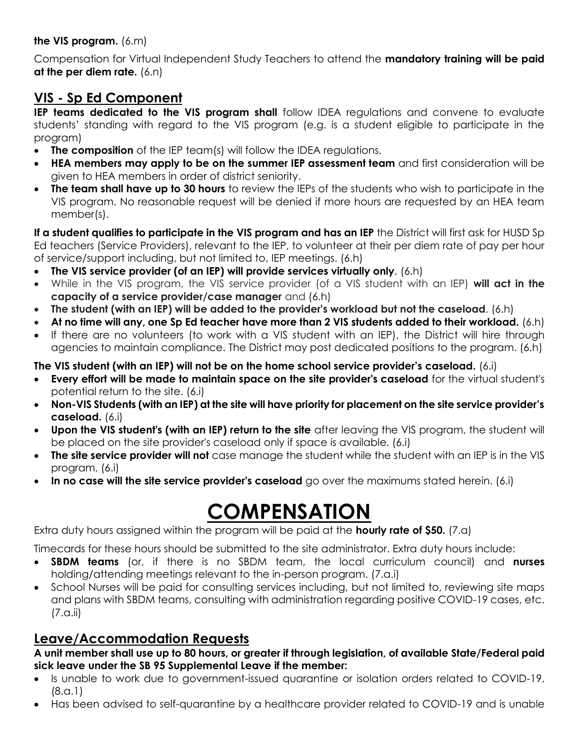**the VIS program.** (6.m)

Compensation for Virtual Independent Study Teachers to attend the **mandatory training will be paid at the per diem rate.** (6.n)

## VIS - Sp Ed Component

**IEP teams dedicated to the VIS program shall** follow IDEA regulations and convene to evaluate students' standing with regard to the VIS program (e.g. is a student eligible to participate in the program)

- **The composition** of the IEP team(s) will follow the IDEA regulations.
- **HEA members may apply to be on the summer IEP assessment team** and first consideration will be given to HEA members in order of district seniority.
- **The team shall have up to 30 hours** to review the IEPs of the students who wish to participate in the VIS program. No reasonable request will be denied if more hours are requested by an HEA team member(s).

**If a student qualifies to participate in the VIS program and has an IEP** the District will first ask for HUSD Sp Ed teachers (Service Providers), relevant to the IEP, to volunteer at their per diem rate of pay per hour of service/support including, but not limited to, IEP meetings. (6.h)

- **The VIS service provider (of an IEP) will provide services virtually only**. (6.h)
- While in the VIS program, the VIS service provider (of a VIS student with an IEP) **will act in the capacity of a service provider/case manager** and (6.h)
- **The student (with an IEP) will be added to the provider's workload but not the caseload**. (6.h)
- **At no time will any, one Sp Ed teacher have more than 2 VIS students added to their workload.** (6.h)
- If there are no volunteers (to work with a VIS student with an IEP), the District will hire through agencies to maintain compliance. The District may post dedicated positions to the program. (6.h)

**The VIS student (with an IEP) will not be on the home school service provider's caseload.** (6.i)

- **Every effort will be made to maintain space on the site provider's caseload** for the virtual student's potential return to the site. (6.i)
- **Non-VIS Students (with an IEP) at the site will have priority for placement on the site service provider's caseload.** (6.i)
- **Upon the VIS student's (with an IEP) return to the site** after leaving the VIS program, the student will be placed on the site provider's caseload only if space is available. (6.i)
- **The site service provider will not** case manage the student while the student with an IEP is in the VIS program. (6.i)
- **In no case will the site service provider's caseload** go over the maximums stated herein. (6.i)

# COMPENSATION

Extra duty hours assigned within the program will be paid at the **hourly rate of $50.** (7.a)

Timecards for these hours should be submitted to the site administrator. Extra duty hours include:

- **SBDM teams** (or, if there is no SBDM team, the local curriculum council) and **nurses** holding/attending meetings relevant to the in-person program. (7.a.i)
- School Nurses will be paid for consulting services including, but not limited to, reviewing site maps and plans with SBDM teams, consulting with administration regarding positive COVID-19 cases, etc. (7.a.ii)

## Leave/Accommodation Requests

**A unit member shall use up to 80 hours, or greater if through legislation, of available State/Federal paid sick leave under the SB 95 Supplemental Leave if the member:**

- Is unable to work due to government-issued quarantine or isolation orders related to COVID-19. (8.a.1)
- Has been advised to self-quarantine by a healthcare provider related to COVID-19 and is unable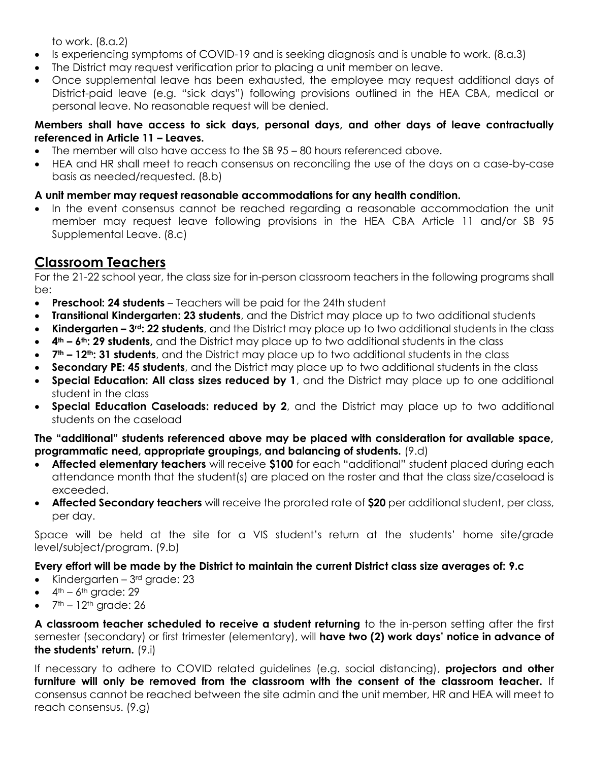to work. (8.a.2)

- Is experiencing symptoms of COVID-19 and is seeking diagnosis and is unable to work. (8.a.3)
- The District may request verification prior to placing a unit member on leave.
- Once supplemental leave has been exhausted, the employee may request additional days of District-paid leave (e.g. "sick days") following provisions outlined in the HEA CBA, medical or personal leave. No reasonable request will be denied.

**Members shall have access to sick days, personal days, and other days of leave contractually referenced in Article 11 – Leaves.**

- The member will also have access to the SB 95 – 80 hours referenced above.
- HEA and HR shall meet to reach consensus on reconciling the use of the days on a case-by-case basis as needed/requested. (8.b)

**A unit member may request reasonable accommodations for any health condition.**

- In the event consensus cannot be reached regarding a reasonable accommodation the unit member may request leave following provisions in the HEA CBA Article 11 and/or SB 95 Supplemental Leave. (8.c)

## Classroom Teachers

For the 21-22 school year, the class size for in-person classroom teachers in the following programs shall be:

- **Preschool: 24 students** – Teachers will be paid for the 24th student
- **Transitional Kindergarten: 23 students**, and the District may place up to two additional students
- **Kindergarten – 3rd: 22 students**, and the District may place up to two additional students in the class
- **4th – 6th: 29 students,** and the District may place up to two additional students in the class
- **7th – 12th: 31 students**, and the District may place up to two additional students in the class
- **Secondary PE: 45 students**, and the District may place up to two additional students in the class
- **Special Education: All class sizes reduced by 1**, and the District may place up to one additional student in the class
- **Special Education Caseloads: reduced by 2**, and the District may place up to two additional students on the caseload

**The "additional" students referenced above may be placed with consideration for available space, programmatic need, appropriate groupings, and balancing of students.** (9.d)

- **Affected elementary teachers** will receive **$100** for each "additional" student placed during each attendance month that the student(s) are placed on the roster and that the class size/caseload is exceeded.
- **Affected Secondary teachers** will receive the prorated rate of **$20** per additional student, per class, per day.

Space will be held at the site for a VIS student's return at the students' home site/grade level/subject/program. (9.b)

**Every effort will be made by the District to maintain the current District class size averages of: 9.c**

- Kindergarten – 3rd grade: 23
- 4th – 6th grade: 29
- 7th – 12th grade: 26

**A classroom teacher scheduled to receive a student returning** to the in-person setting after the first semester (secondary) or first trimester (elementary), will **have two (2) work days' notice in advance of the students' return.** (9.i)

If necessary to adhere to COVID related guidelines (e.g. social distancing), **projectors and other furniture will only be removed from the classroom with the consent of the classroom teacher.** If consensus cannot be reached between the site admin and the unit member, HR and HEA will meet to reach consensus. (9.g)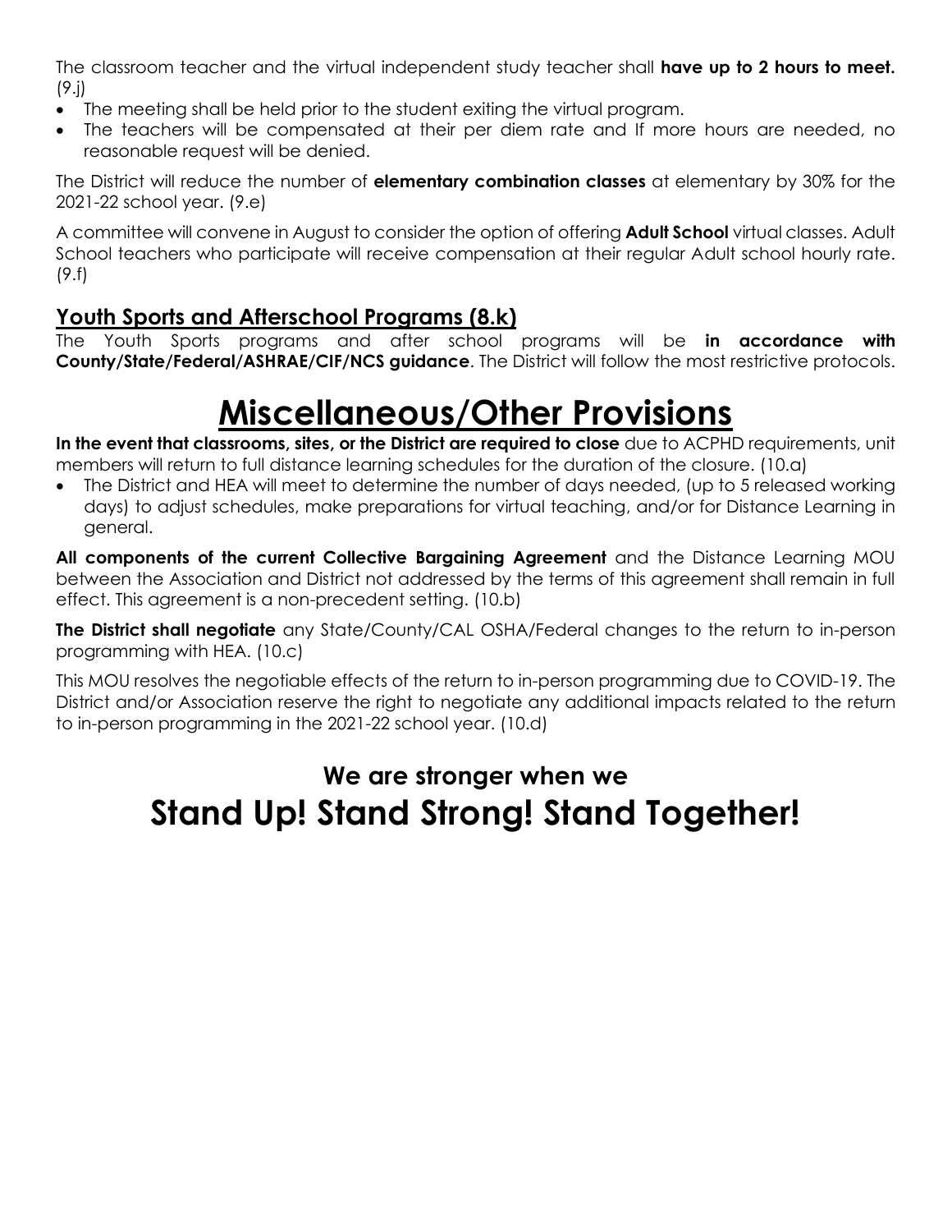The classroom teacher and the virtual independent study teacher shall **have up to 2 hours to meet.** (9.j)

- The meeting shall be held prior to the student exiting the virtual program.
- The teachers will be compensated at their per diem rate and If more hours are needed, no reasonable request will be denied.

The District will reduce the number of **elementary combination classes** at elementary by 30% for the 2021-22 school year. (9.e)

A committee will convene in August to consider the option of offering **Adult School** virtual classes. Adult School teachers who participate will receive compensation at their regular Adult school hourly rate. (9.f)

## Youth Sports and Afterschool Programs (8.k)

The Youth Sports programs and after school programs will be **in accordance with County/State/Federal/ASHRAE/CIF/NCS guidance**. The District will follow the most restrictive protocols.

# Miscellaneous/Other Provisions

**In the event that classrooms, sites, or the District are required to close** due to ACPHD requirements, unit members will return to full distance learning schedules for the duration of the closure. (10.a)

- The District and HEA will meet to determine the number of days needed, (up to 5 released working days) to adjust schedules, make preparations for virtual teaching, and/or for Distance Learning in general.

**All components of the current Collective Bargaining Agreement** and the Distance Learning MOU between the Association and District not addressed by the terms of this agreement shall remain in full effect. This agreement is a non-precedent setting. (10.b)

**The District shall negotiate** any State/County/CAL OSHA/Federal changes to the return to in-person programming with HEA. (10.c)

This MOU resolves the negotiable effects of the return to in-person programming due to COVID-19. The District and/or Association reserve the right to negotiate any additional impacts related to the return to in-person programming in the 2021-22 school year. (10.d)

## We are stronger when we

# Stand Up! Stand Strong! Stand Together!